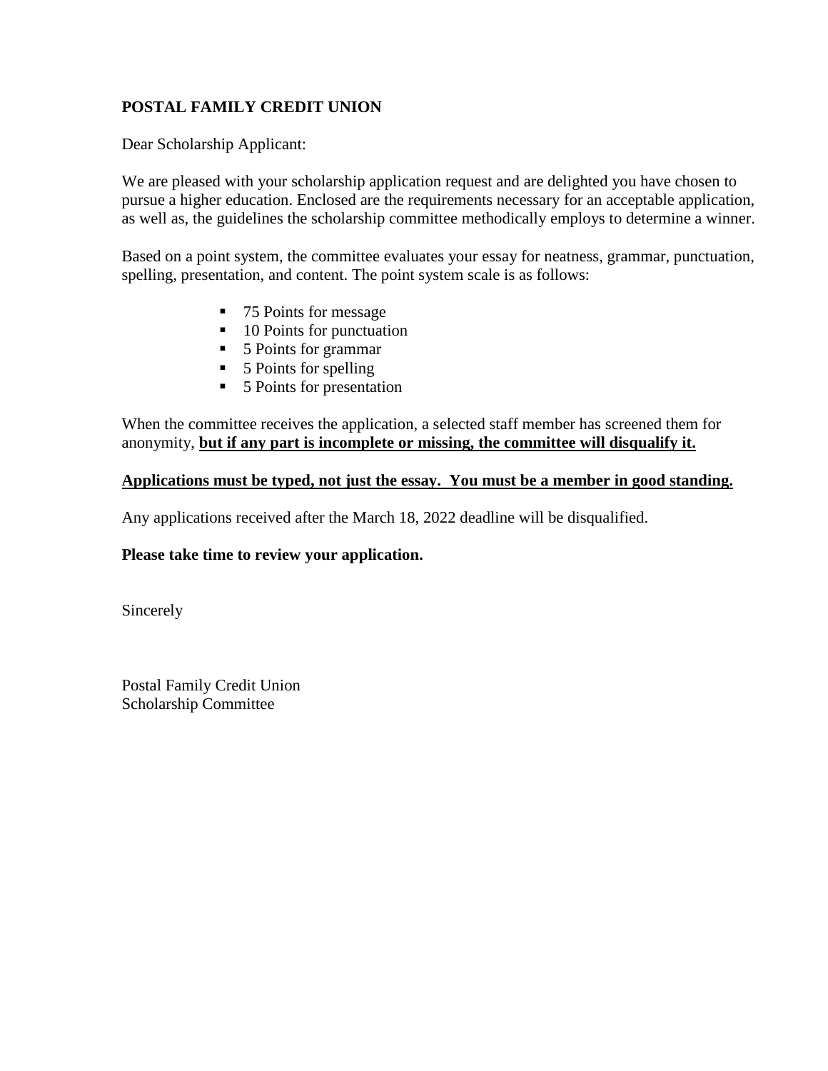**POSTAL FAMILY CREDIT UNION**

Dear Scholarship Applicant:

We are pleased with your scholarship application request and are delighted you have chosen to pursue a higher education. Enclosed are the requirements necessary for an acceptable application, as well as, the guidelines the scholarship committee methodically employs to determine a winner.

Based on a point system, the committee evaluates your essay for neatness, grammar, punctuation, spelling, presentation, and content. The point system scale is as follows:

- 75 Points for message
- 10 Points for punctuation
- 5 Points for grammar
- 5 Points for spelling
- 5 Points for presentation

When the committee receives the application, a selected staff member has screened them for anonymity, **<u>but if any part is incomplete or missing, the committee will disqualify it.</u>**

**<u>Applications must be typed, not just the essay. You must be a member in good standing.</u>**

Any applications received after the March 18, 2022 deadline will be disqualified.

**Please take time to review your application.**

Sincerely

Postal Family Credit Union
Scholarship Committee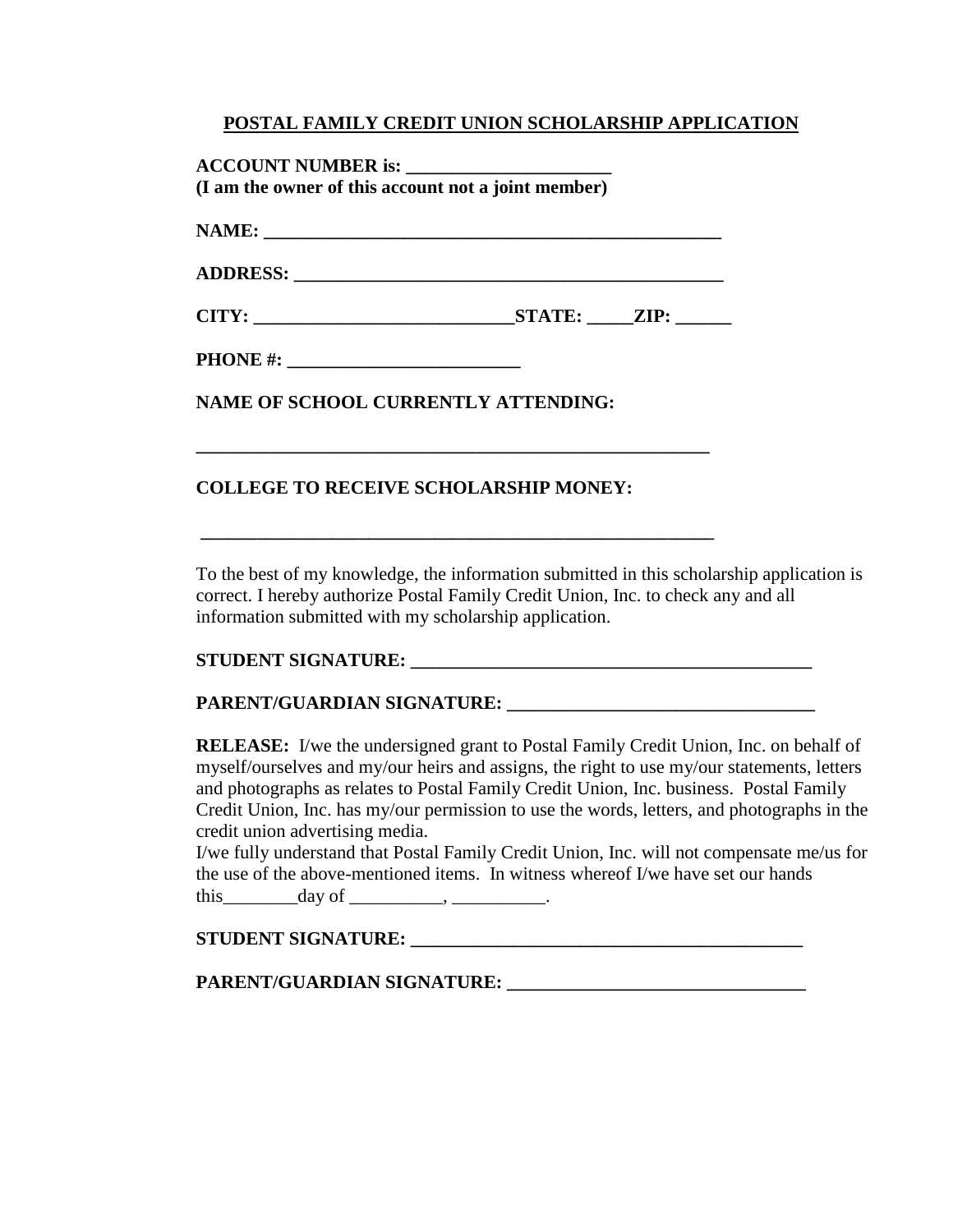## POSTAL FAMILY CREDIT UNION SCHOLARSHIP APPLICATION

**ACCOUNT NUMBER is: ______________________**
**(I am the owner of this account not a joint member)**

**NAME: ________________________________________________**

**ADDRESS: ______________________________________________**

**CITY: ___________________________STATE: _____ZIP: ______**

**PHONE #: ________________________**

**NAME OF SCHOOL CURRENTLY ATTENDING:**

**_______________________________________________________**

**COLLEGE TO RECEIVE SCHOLARSHIP MONEY:**

**_______________________________________________________**

To the best of my knowledge, the information submitted in this scholarship application is correct. I hereby authorize Postal Family Credit Union, Inc. to check any and all information submitted with my scholarship application.

**STUDENT SIGNATURE: ____________________________________________**

**PARENT/GUARDIAN SIGNATURE: ________________________________**

**RELEASE:** I/we the undersigned grant to Postal Family Credit Union, Inc. on behalf of myself/ourselves and my/our heirs and assigns, the right to use my/our statements, letters and photographs as relates to Postal Family Credit Union, Inc. business. Postal Family Credit Union, Inc. has my/our permission to use the words, letters, and photographs in the credit union advertising media.
I/we fully understand that Postal Family Credit Union, Inc. will not compensate me/us for the use of the above-mentioned items. In witness whereof I/we have set our hands this________day of __________, __________.

**STUDENT SIGNATURE: ___________________________________________**

**PARENT/GUARDIAN SIGNATURE: _______________________________**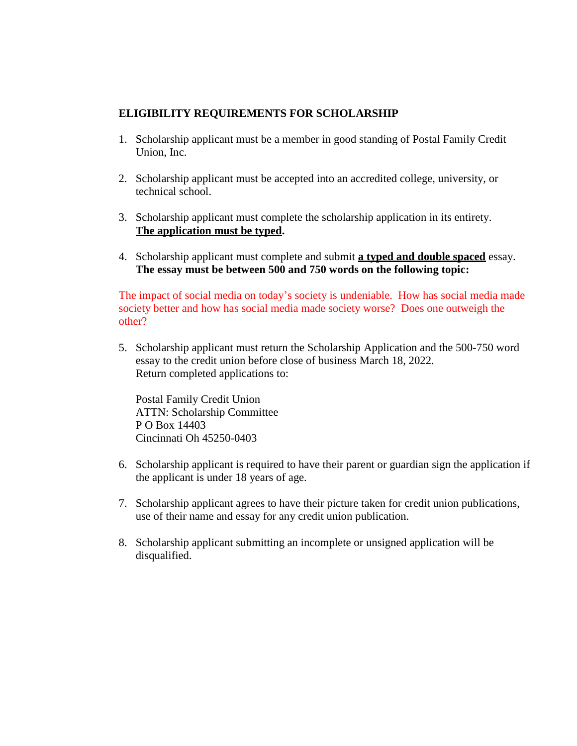**ELIGIBILITY REQUIREMENTS FOR SCHOLARSHIP**

1. Scholarship applicant must be a member in good standing of Postal Family Credit Union, Inc.

2. Scholarship applicant must be accepted into an accredited college, university, or technical school.

3. Scholarship applicant must complete the scholarship application in its entirety. **<u>The application must be typed</u>.**

4. Scholarship applicant must complete and submit **<u>a typed and double spaced</u>** essay. **The essay must be between 500 and 750 words on the following topic:**

The impact of social media on today's society is undeniable. How has social media made society better and how has social media made society worse? Does one outweigh the other?

5. Scholarship applicant must return the Scholarship Application and the 500-750 word essay to the credit union before close of business March 18, 2022.
   Return completed applications to:

   Postal Family Credit Union
   ATTN: Scholarship Committee
   P O Box 14403
   Cincinnati Oh 45250-0403

6. Scholarship applicant is required to have their parent or guardian sign the application if the applicant is under 18 years of age.

7. Scholarship applicant agrees to have their picture taken for credit union publications, use of their name and essay for any credit union publication.

8. Scholarship applicant submitting an incomplete or unsigned application will be disqualified.